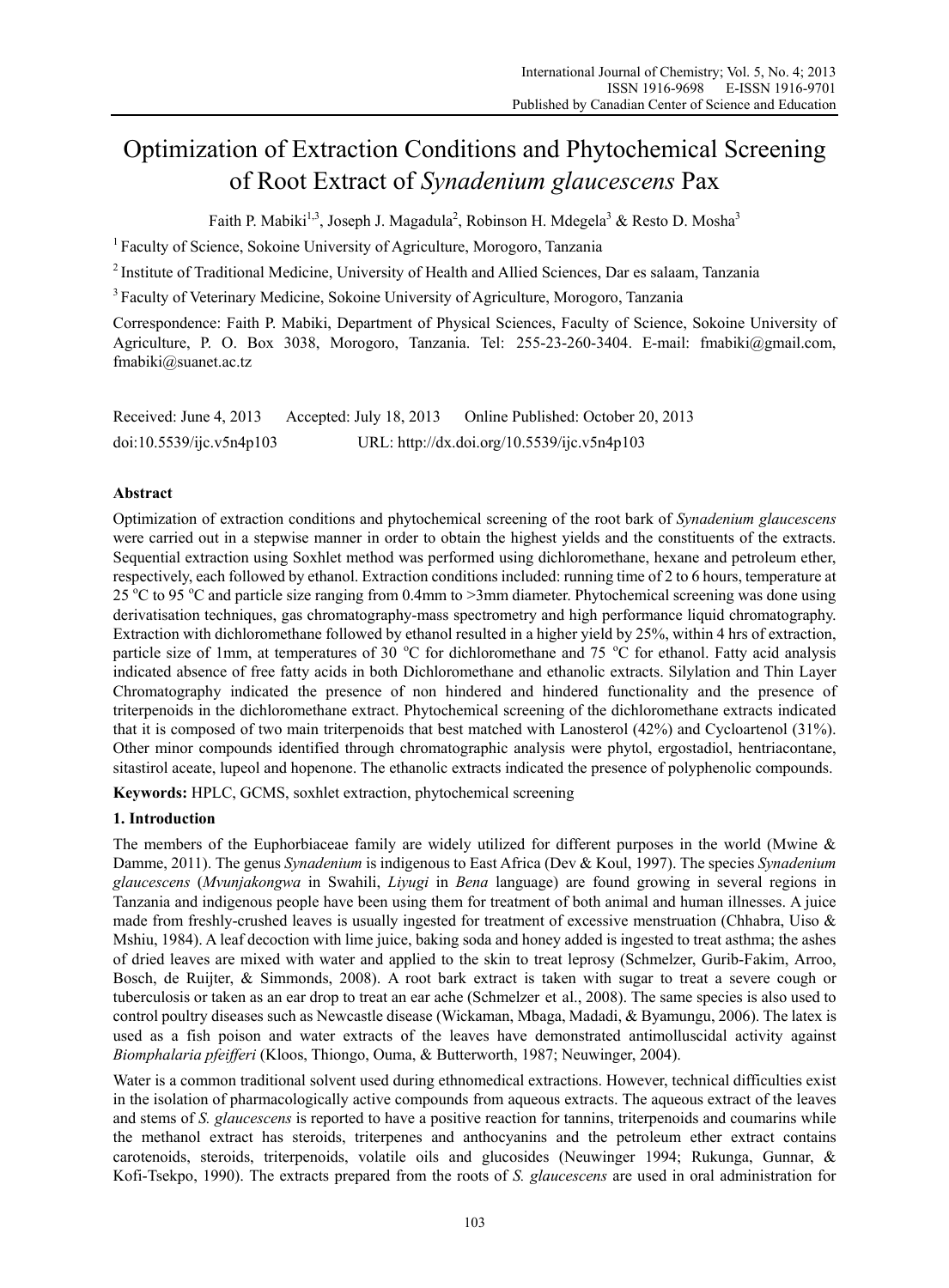# Optimization of Extraction Conditions and Phytochemical Screening of Root Extract of *Synadenium glaucescens* Pax

Faith P. Mabiki[1,3], Joseph J. Magadula[2], Robinson H. Mdegela[3] & Resto D. Mosha[3]

[1] Faculty of Science, Sokoine University of Agriculture, Morogoro, Tanzania

[2] Institute of Traditional Medicine, University of Health and Allied Sciences, Dar es salaam, Tanzania

[3] Faculty of Veterinary Medicine, Sokoine University of Agriculture, Morogoro, Tanzania

Correspondence: Faith P. Mabiki, Department of Physical Sciences, Faculty of Science, Sokoine University of Agriculture, P. O. Box 3038, Morogoro, Tanzania. Tel: 255-23-260-3404. E-mail: fmabiki@gmail.com, fmabiki@suanet.ac.tz

Received: June 4, 2013 Accepted: July 18, 2013 Online Published: October 20, 2013

doi:10.5539/ijc.v5n4p103 URL: http://dx.doi.org/10.5539/ijc.v5n4p103

## Abstract

Optimization of extraction conditions and phytochemical screening of the root bark of *Synadenium glaucescens* were carried out in a stepwise manner in order to obtain the highest yields and the constituents of the extracts. Sequential extraction using Soxhlet method was performed using dichloromethane, hexane and petroleum ether, respectively, each followed by ethanol. Extraction conditions included: running time of 2 to 6 hours, temperature at 25 °C to 95 °C and particle size ranging from 0.4mm to >3mm diameter. Phytochemical screening was done using derivatisation techniques, gas chromatography-mass spectrometry and high performance liquid chromatography. Extraction with dichloromethane followed by ethanol resulted in a higher yield by 25%, within 4 hrs of extraction, particle size of 1mm, at temperatures of 30 °C for dichloromethane and 75 °C for ethanol. Fatty acid analysis indicated absence of free fatty acids in both Dichloromethane and ethanolic extracts. Silylation and Thin Layer Chromatography indicated the presence of non hindered and hindered functionality and the presence of triterpenoids in the dichloromethane extract. Phytochemical screening of the dichloromethane extracts indicated that it is composed of two main triterpenoids that best matched with Lanosterol (42%) and Cycloartenol (31%). Other minor compounds identified through chromatographic analysis were phytol, ergostadiol, hentriacontane, sitastirol aceate, lupeol and hopenone. The ethanolic extracts indicated the presence of polyphenolic compounds.

**Keywords:** HPLC, GCMS, soxhlet extraction, phytochemical screening

## 1. Introduction

The members of the Euphorbiaceae family are widely utilized for different purposes in the world (Mwine & Damme, 2011). The genus *Synadenium* is indigenous to East Africa (Dev & Koul, 1997). The species *Synadenium glaucescens* (*Mvunjakongwa* in Swahili, *Liyugi* in *Bena* language) are found growing in several regions in Tanzania and indigenous people have been using them for treatment of both animal and human illnesses. A juice made from freshly-crushed leaves is usually ingested for treatment of excessive menstruation (Chhabra, Uiso & Mshiu, 1984). A leaf decoction with lime juice, baking soda and honey added is ingested to treat asthma; the ashes of dried leaves are mixed with water and applied to the skin to treat leprosy (Schmelzer, Gurib-Fakim, Arroo, Bosch, de Ruijter, & Simmonds, 2008). A root bark extract is taken with sugar to treat a severe cough or tuberculosis or taken as an ear drop to treat an ear ache (Schmelzer et al., 2008). The same species is also used to control poultry diseases such as Newcastle disease (Wickaman, Mbaga, Madadi, & Byamungu, 2006). The latex is used as a fish poison and water extracts of the leaves have demonstrated antimolluscidal activity against *Biomphalaria pfeifferi* (Kloos, Thiongo, Ouma, & Butterworth, 1987; Neuwinger, 2004).

Water is a common traditional solvent used during ethnomedical extractions. However, technical difficulties exist in the isolation of pharmacologically active compounds from aqueous extracts. The aqueous extract of the leaves and stems of *S. glaucescens* is reported to have a positive reaction for tannins, triterpenoids and coumarins while the methanol extract has steroids, triterpenes and anthocyanins and the petroleum ether extract contains carotenoids, steroids, triterpenoids, volatile oils and glucosides (Neuwinger 1994; Rukunga, Gunnar, & Kofi-Tsekpo, 1990). The extracts prepared from the roots of *S. glaucescens* are used in oral administration for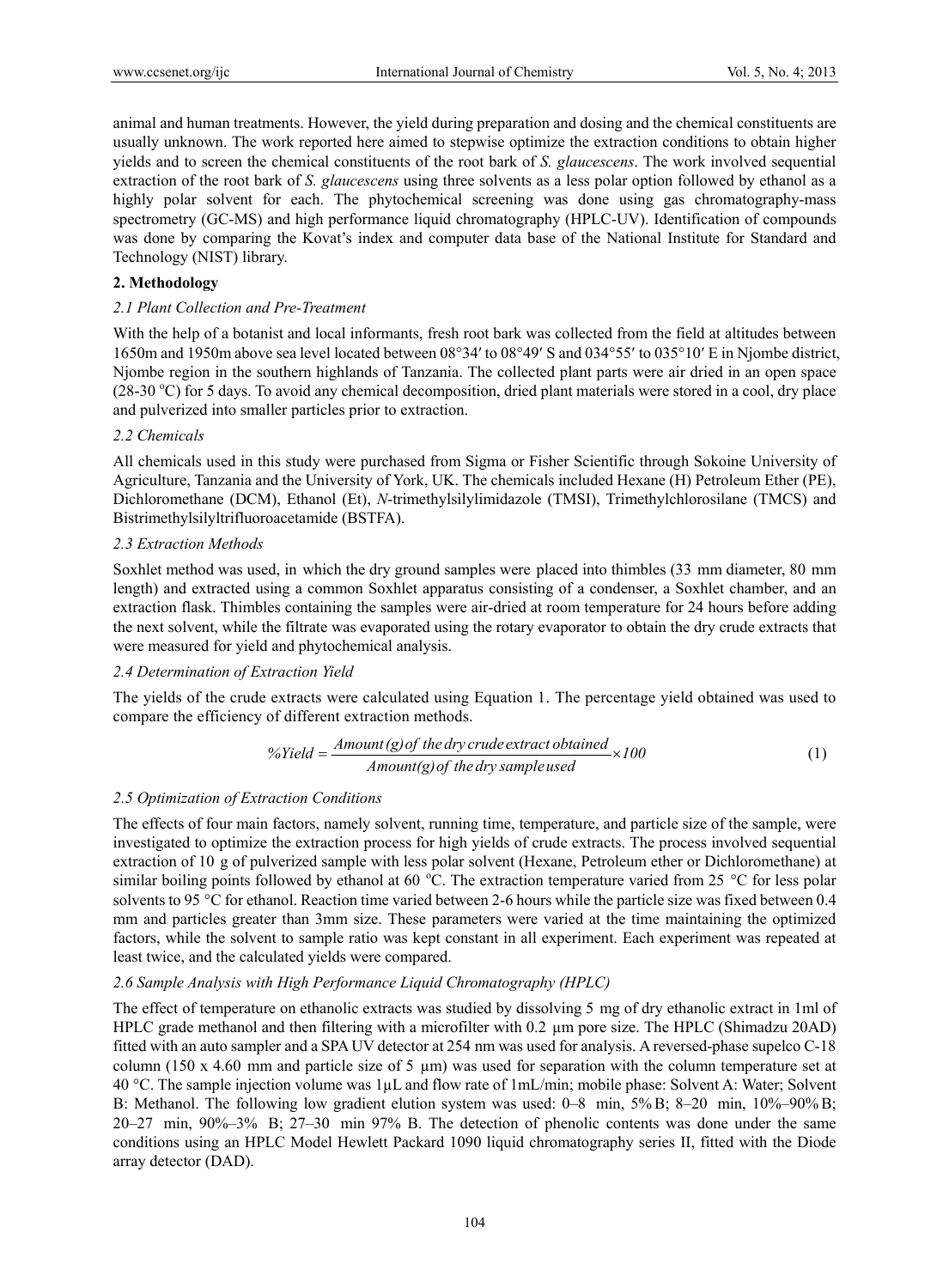animal and human treatments. However, the yield during preparation and dosing and the chemical constituents are usually unknown. The work reported here aimed to stepwise optimize the extraction conditions to obtain higher yields and to screen the chemical constituents of the root bark of *S. glaucescens*. The work involved sequential extraction of the root bark of *S. glaucescens* using three solvents as a less polar option followed by ethanol as a highly polar solvent for each. The phytochemical screening was done using gas chromatography-mass spectrometry (GC-MS) and high performance liquid chromatography (HPLC-UV). Identification of compounds was done by comparing the Kovat's index and computer data base of the National Institute for Standard and Technology (NIST) library.

## 2. Methodology

### *2.1 Plant Collection and Pre-Treatment*

With the help of a botanist and local informants, fresh root bark was collected from the field at altitudes between 1650m and 1950m above sea level located between 08°34′ to 08°49′ S and 034°55′ to 035°10′ E in Njombe district, Njombe region in the southern highlands of Tanzania. The collected plant parts were air dried in an open space (28-30 $^{o}$C) for 5 days. To avoid any chemical decomposition, dried plant materials were stored in a cool, dry place and pulverized into smaller particles prior to extraction.

### *2.2 Chemicals*

All chemicals used in this study were purchased from Sigma or Fisher Scientific through Sokoine University of Agriculture, Tanzania and the University of York, UK. The chemicals included Hexane (H) Petroleum Ether (PE), Dichloromethane (DCM), Ethanol (Et), *N*-trimethylsilylimidazole (TMSI), Trimethylchlorosilane (TMCS) and Bistrimethylsilyltrifluoroacetamide (BSTFA).

### *2.3 Extraction Methods*

Soxhlet method was used, in which the dry ground samples were placed into thimbles (33 mm diameter, 80 mm length) and extracted using a common Soxhlet apparatus consisting of a condenser, a Soxhlet chamber, and an extraction flask. Thimbles containing the samples were air-dried at room temperature for 24 hours before adding the next solvent, while the filtrate was evaporated using the rotary evaporator to obtain the dry crude extracts that were measured for yield and phytochemical analysis.

### *2.4 Determination of Extraction Yield*

The yields of the crude extracts were calculated using Equation 1. The percentage yield obtained was used to compare the efficiency of different extraction methods.

$$\%Yield = \frac{Amount(g)\,of\ the\ dry\ crude\ extract\ obtained}{Amount(g)\,of\ the\ dry\ sample\ used} \times 100 \tag{1}$$

### *2.5 Optimization of Extraction Conditions*

The effects of four main factors, namely solvent, running time, temperature, and particle size of the sample, were investigated to optimize the extraction process for high yields of crude extracts. The process involved sequential extraction of 10 g of pulverized sample with less polar solvent (Hexane, Petroleum ether or Dichloromethane) at similar boiling points followed by ethanol at 60 $^{o}$C. The extraction temperature varied from 25 °C for less polar solvents to 95 °C for ethanol. Reaction time varied between 2-6 hours while the particle size was fixed between 0.4 mm and particles greater than 3mm size. These parameters were varied at the time maintaining the optimized factors, while the solvent to sample ratio was kept constant in all experiment. Each experiment was repeated at least twice, and the calculated yields were compared.

### *2.6 Sample Analysis with High Performance Liquid Chromatography (HPLC)*

The effect of temperature on ethanolic extracts was studied by dissolving 5 mg of dry ethanolic extract in 1ml of HPLC grade methanol and then filtering with a microfilter with 0.2 µm pore size. The HPLC (Shimadzu 20AD) fitted with an auto sampler and a SPA UV detector at 254 nm was used for analysis. A reversed-phase supelco C-18 column (150 x 4.60 mm and particle size of 5 µm) was used for separation with the column temperature set at 40 °C. The sample injection volume was 1µL and flow rate of 1mL/min; mobile phase: Solvent A: Water; Solvent B: Methanol. The following low gradient elution system was used: 0–8 min, 5% B; 8–20 min, 10%–90% B; 20–27 min, 90%–3% B; 27–30 min 97% B. The detection of phenolic contents was done under the same conditions using an HPLC Model Hewlett Packard 1090 liquid chromatography series II, fitted with the Diode array detector (DAD).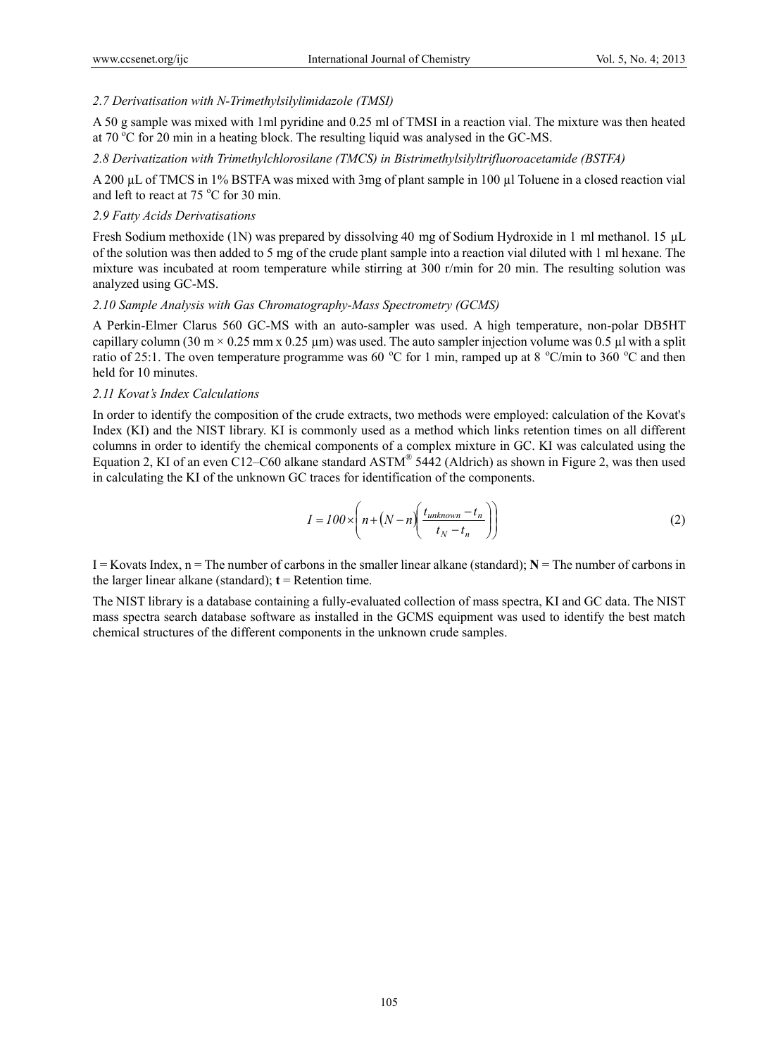### *2.7 Derivatisation with N-Trimethylsilylimidazole (TMSI)*

A 50 g sample was mixed with 1ml pyridine and 0.25 ml of TMSI in a reaction vial. The mixture was then heated at 70 °C for 20 min in a heating block. The resulting liquid was analysed in the GC-MS.

### *2.8 Derivatization with Trimethylchlorosilane (TMCS) in Bistrimethylsilyltrifluoroacetamide (BSTFA)*

A 200 µL of TMCS in 1% BSTFA was mixed with 3mg of plant sample in 100 µl Toluene in a closed reaction vial and left to react at 75 °C for 30 min.

### *2.9 Fatty Acids Derivatisations*

Fresh Sodium methoxide (1N) was prepared by dissolving 40 mg of Sodium Hydroxide in 1 ml methanol. 15 µL of the solution was then added to 5 mg of the crude plant sample into a reaction vial diluted with 1 ml hexane. The mixture was incubated at room temperature while stirring at 300 r/min for 20 min. The resulting solution was analyzed using GC-MS.

### *2.10 Sample Analysis with Gas Chromatography-Mass Spectrometry (GCMS)*

A Perkin-Elmer Clarus 560 GC-MS with an auto-sampler was used. A high temperature, non-polar DB5HT capillary column (30 m × 0.25 mm x 0.25 µm) was used. The auto sampler injection volume was 0.5 µl with a split ratio of 25:1. The oven temperature programme was 60 °C for 1 min, ramped up at 8 °C/min to 360 °C and then held for 10 minutes.

### *2.11 Kovat's Index Calculations*

In order to identify the composition of the crude extracts, two methods were employed: calculation of the Kovat's Index (KI) and the NIST library. KI is commonly used as a method which links retention times on all different columns in order to identify the chemical components of a complex mixture in GC. KI was calculated using the Equation 2, KI of an even C12–C60 alkane standard ASTM® 5442 (Aldrich) as shown in Figure 2, was then used in calculating the KI of the unknown GC traces for identification of the components.

$$I = 100 \times \left( n + (N - n) \left( \frac{t_{unknown} - t_n}{t_N - t_n} \right) \right) \quad (2)$$

I = Kovats Index, n = The number of carbons in the smaller linear alkane (standard); **N** = The number of carbons in the larger linear alkane (standard); **t** = Retention time.

The NIST library is a database containing a fully-evaluated collection of mass spectra, KI and GC data. The NIST mass spectra search database software as installed in the GCMS equipment was used to identify the best match chemical structures of the different components in the unknown crude samples.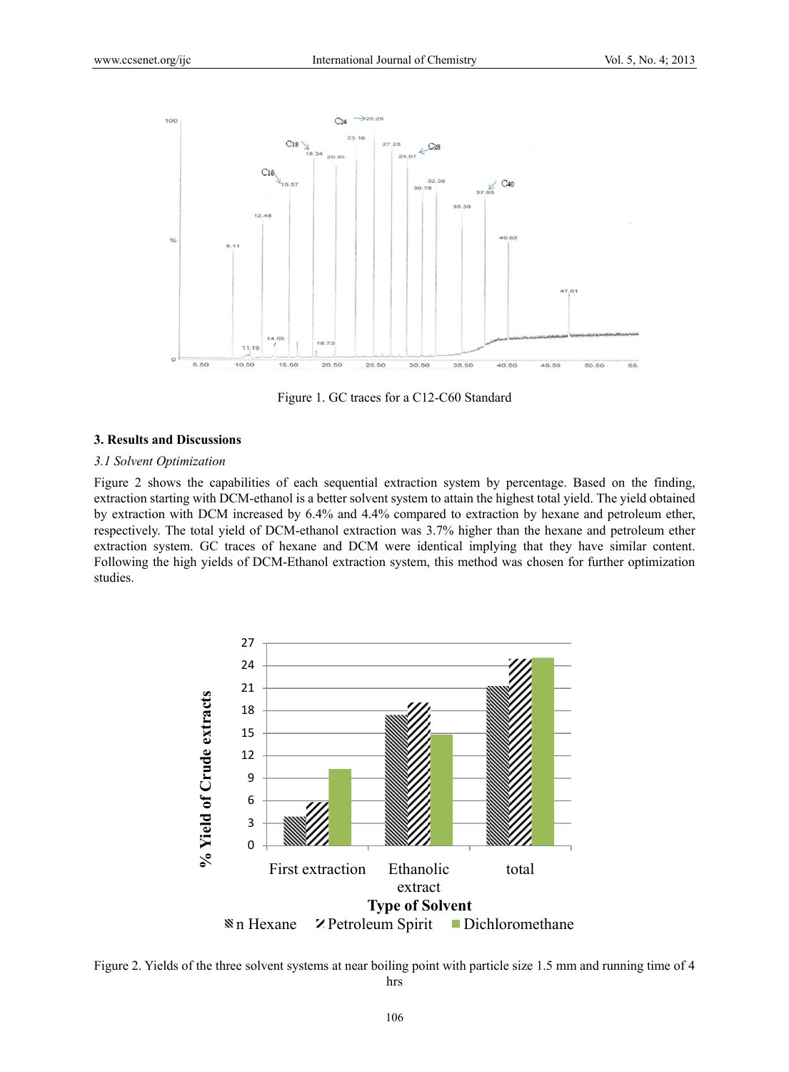Figure 1. GC traces for a C12-C60 Standard

## 3. Results and Discussions

### *3.1 Solvent Optimization*

Figure 2 shows the capabilities of each sequential extraction system by percentage. Based on the finding, extraction starting with DCM-ethanol is a better solvent system to attain the highest total yield. The yield obtained by extraction with DCM increased by 6.4% and 4.4% compared to extraction by hexane and petroleum ether, respectively. The total yield of DCM-ethanol extraction was 3.7% higher than the hexane and petroleum ether extraction system. GC traces of hexane and DCM were identical implying that they have similar content. Following the high yields of DCM-Ethanol extraction system, this method was chosen for further optimization studies.

Figure 2. Yields of the three solvent systems at near boiling point with particle size 1.5 mm and running time of 4 hrs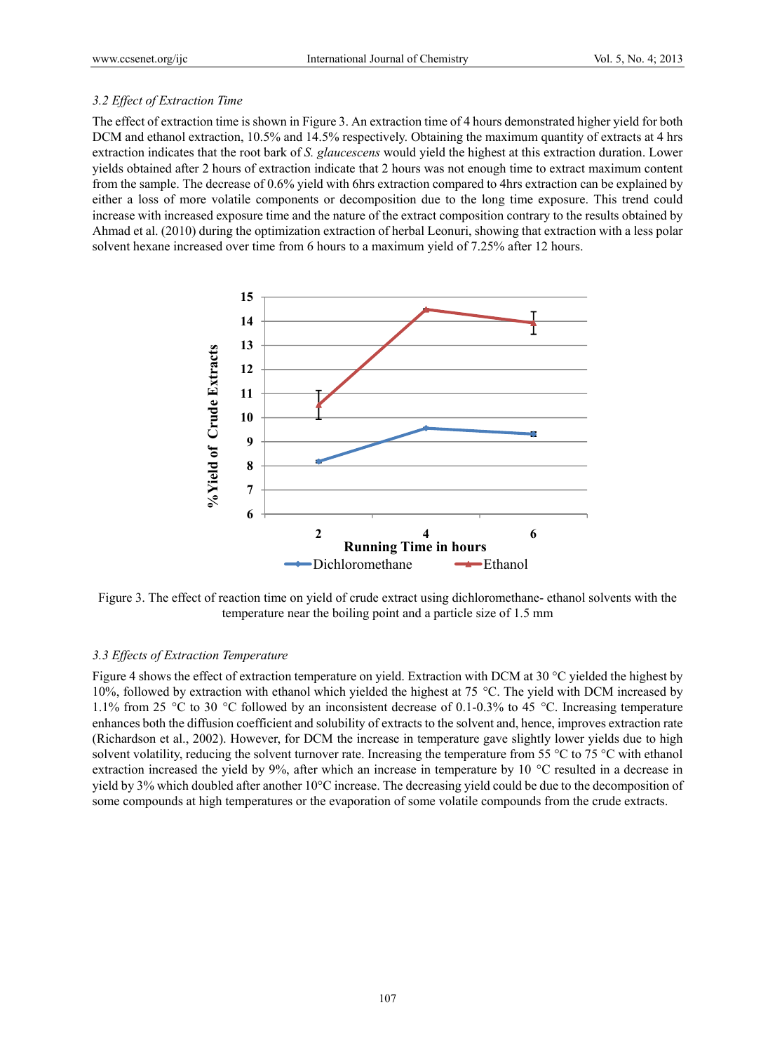### 3.2 Effect of Extraction Time

The effect of extraction time is shown in Figure 3. An extraction time of 4 hours demonstrated higher yield for both DCM and ethanol extraction, 10.5% and 14.5% respectively. Obtaining the maximum quantity of extracts at 4 hrs extraction indicates that the root bark of *S. glaucescens* would yield the highest at this extraction duration. Lower yields obtained after 2 hours of extraction indicate that 2 hours was not enough time to extract maximum content from the sample. The decrease of 0.6% yield with 6hrs extraction compared to 4hrs extraction can be explained by either a loss of more volatile components or decomposition due to the long time exposure. This trend could increase with increased exposure time and the nature of the extract composition contrary to the results obtained by Ahmad et al. (2010) during the optimization extraction of herbal Leonuri, showing that extraction with a less polar solvent hexane increased over time from 6 hours to a maximum yield of 7.25% after 12 hours.

Figure 3. The effect of reaction time on yield of crude extract using dichloromethane- ethanol solvents with the temperature near the boiling point and a particle size of 1.5 mm

### 3.3 Effects of Extraction Temperature

Figure 4 shows the effect of extraction temperature on yield. Extraction with DCM at 30 °C yielded the highest by 10%, followed by extraction with ethanol which yielded the highest at 75 °C. The yield with DCM increased by 1.1% from 25 °C to 30 °C followed by an inconsistent decrease of 0.1-0.3% to 45 °C. Increasing temperature enhances both the diffusion coefficient and solubility of extracts to the solvent and, hence, improves extraction rate (Richardson et al., 2002). However, for DCM the increase in temperature gave slightly lower yields due to high solvent volatility, reducing the solvent turnover rate. Increasing the temperature from 55 °C to 75 °C with ethanol extraction increased the yield by 9%, after which an increase in temperature by 10 °C resulted in a decrease in yield by 3% which doubled after another 10°C increase. The decreasing yield could be due to the decomposition of some compounds at high temperatures or the evaporation of some volatile compounds from the crude extracts.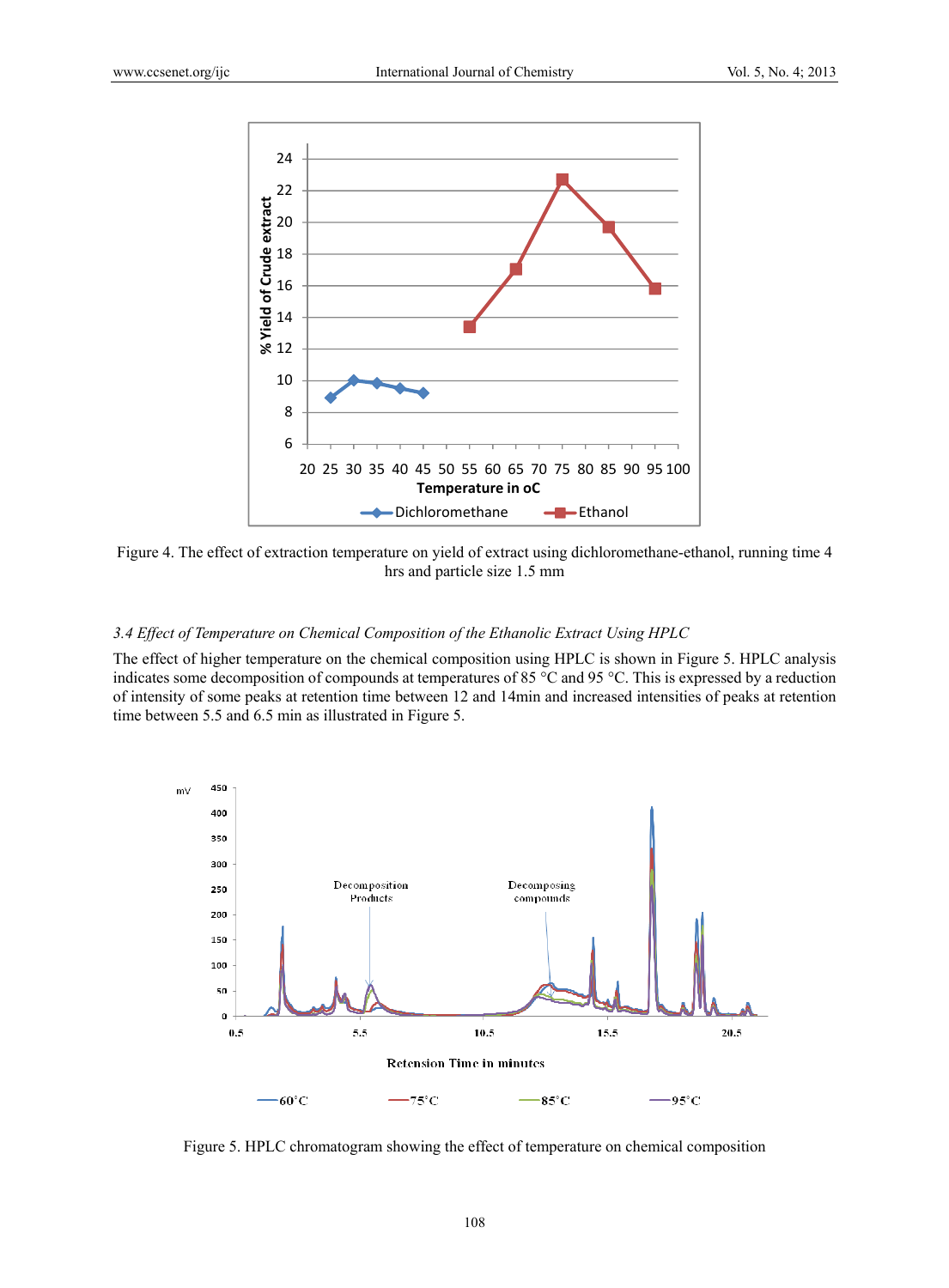Figure 4. The effect of extraction temperature on yield of extract using dichloromethane-ethanol, running time 4 hrs and particle size 1.5 mm

### *3.4 Effect of Temperature on Chemical Composition of the Ethanolic Extract Using HPLC*

The effect of higher temperature on the chemical composition using HPLC is shown in Figure 5. HPLC analysis indicates some decomposition of compounds at temperatures of 85 °C and 95 °C. This is expressed by a reduction of intensity of some peaks at retention time between 12 and 14min and increased intensities of peaks at retention time between 5.5 and 6.5 min as illustrated in Figure 5.

Figure 5. HPLC chromatogram showing the effect of temperature on chemical composition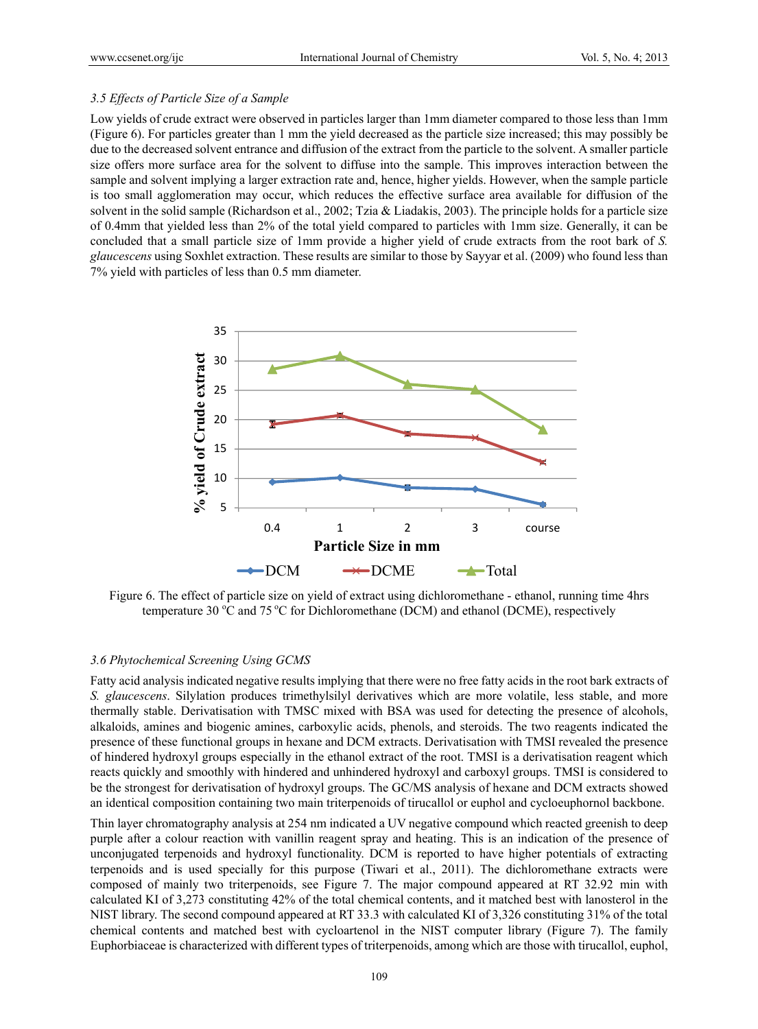### 3.5 Effects of Particle Size of a Sample

Low yields of crude extract were observed in particles larger than 1mm diameter compared to those less than 1mm (Figure 6). For particles greater than 1 mm the yield decreased as the particle size increased; this may possibly be due to the decreased solvent entrance and diffusion of the extract from the particle to the solvent. A smaller particle size offers more surface area for the solvent to diffuse into the sample. This improves interaction between the sample and solvent implying a larger extraction rate and, hence, higher yields. However, when the sample particle is too small agglomeration may occur, which reduces the effective surface area available for diffusion of the solvent in the solid sample (Richardson et al., 2002; Tzia & Liadakis, 2003). The principle holds for a particle size of 0.4mm that yielded less than 2% of the total yield compared to particles with 1mm size. Generally, it can be concluded that a small particle size of 1mm provide a higher yield of crude extracts from the root bark of *S. glaucescens* using Soxhlet extraction. These results are similar to those by Sayyar et al. (2009) who found less than 7% yield with particles of less than 0.5 mm diameter.

Figure 6. The effect of particle size on yield of extract using dichloromethane - ethanol, running time 4hrs temperature 30 °C and 75 °C for Dichloromethane (DCM) and ethanol (DCME), respectively

### 3.6 Phytochemical Screening Using GCMS

Fatty acid analysis indicated negative results implying that there were no free fatty acids in the root bark extracts of *S. glaucescens*. Silylation produces trimethylsilyl derivatives which are more volatile, less stable, and more thermally stable. Derivatisation with TMSC mixed with BSA was used for detecting the presence of alcohols, alkaloids, amines and biogenic amines, carboxylic acids, phenols, and steroids. The two reagents indicated the presence of these functional groups in hexane and DCM extracts. Derivatisation with TMSI revealed the presence of hindered hydroxyl groups especially in the ethanol extract of the root. TMSI is a derivatisation reagent which reacts quickly and smoothly with hindered and unhindered hydroxyl and carboxyl groups. TMSI is considered to be the strongest for derivatisation of hydroxyl groups. The GC/MS analysis of hexane and DCM extracts showed an identical composition containing two main triterpenoids of tirucallol or euphol and cycloeuphornol backbone.

Thin layer chromatography analysis at 254 nm indicated a UV negative compound which reacted greenish to deep purple after a colour reaction with vanillin reagent spray and heating. This is an indication of the presence of unconjugated terpenoids and hydroxyl functionality. DCM is reported to have higher potentials of extracting terpenoids and is used specially for this purpose (Tiwari et al., 2011). The dichloromethane extracts were composed of mainly two triterpenoids, see Figure 7. The major compound appeared at RT 32.92 min with calculated KI of 3,273 constituting 42% of the total chemical contents, and it matched best with lanosterol in the NIST library. The second compound appeared at RT 33.3 with calculated KI of 3,326 constituting 31% of the total chemical contents and matched best with cycloartenol in the NIST computer library (Figure 7). The family Euphorbiaceae is characterized with different types of triterpenoids, among which are those with tirucallol, euphol,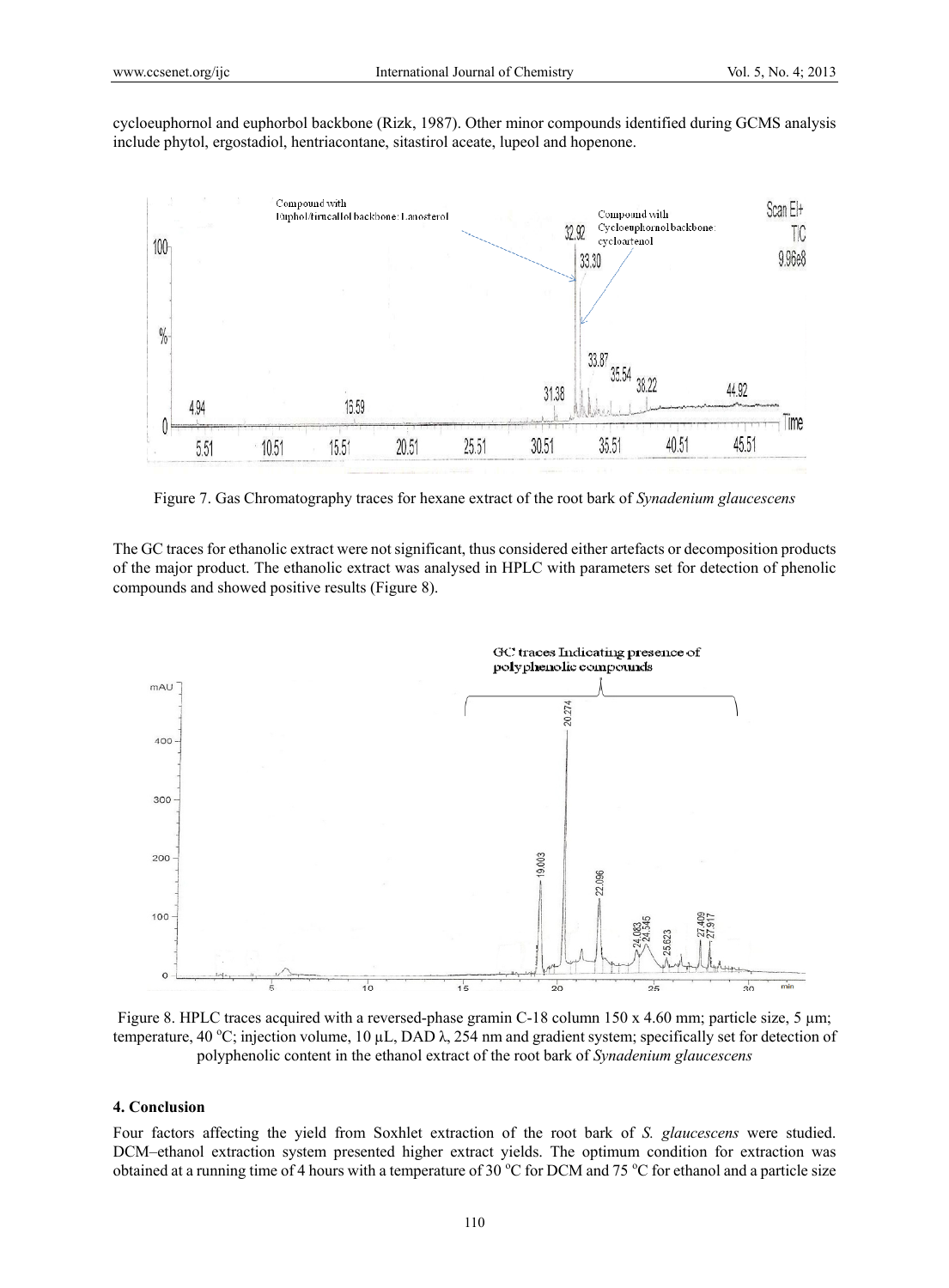cycloeuphornol and euphorbol backbone (Rizk, 1987). Other minor compounds identified during GCMS analysis include phytol, ergostadiol, hentriacontane, sitastirol aceate, lupeol and hopenone.

Figure 7. Gas Chromatography traces for hexane extract of the root bark of *Synadenium glaucescens*

The GC traces for ethanolic extract were not significant, thus considered either artefacts or decomposition products of the major product. The ethanolic extract was analysed in HPLC with parameters set for detection of phenolic compounds and showed positive results (Figure 8).

Figure 8. HPLC traces acquired with a reversed-phase gramin C-18 column 150 x 4.60 mm; particle size, 5 µm; temperature, 40 °C; injection volume, 10 µL, DAD λ, 254 nm and gradient system; specifically set for detection of polyphenolic content in the ethanol extract of the root bark of *Synadenium glaucescens*

## 4. Conclusion

Four factors affecting the yield from Soxhlet extraction of the root bark of *S. glaucescens* were studied. DCM–ethanol extraction system presented higher extract yields. The optimum condition for extraction was obtained at a running time of 4 hours with a temperature of 30 °C for DCM and 75 °C for ethanol and a particle size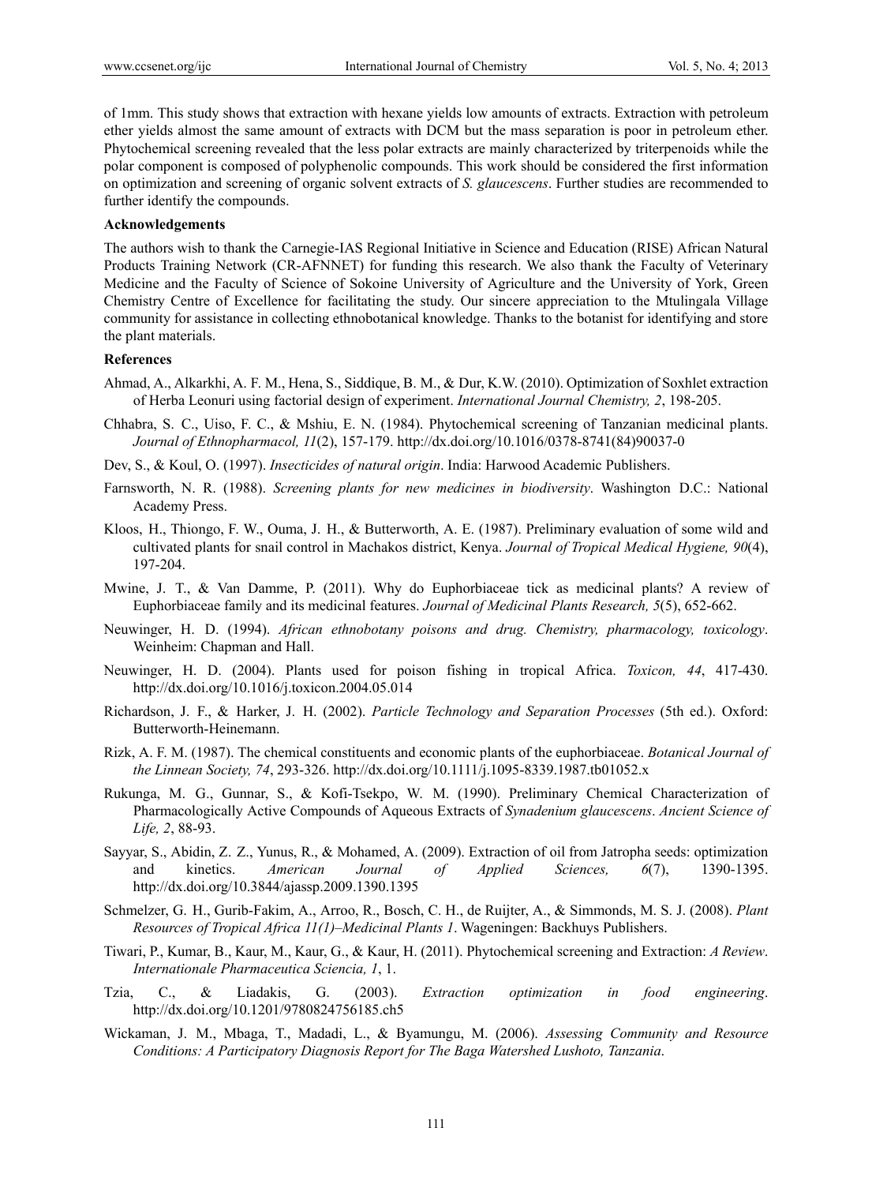of 1mm. This study shows that extraction with hexane yields low amounts of extracts. Extraction with petroleum ether yields almost the same amount of extracts with DCM but the mass separation is poor in petroleum ether. Phytochemical screening revealed that the less polar extracts are mainly characterized by triterpenoids while the polar component is composed of polyphenolic compounds. This work should be considered the first information on optimization and screening of organic solvent extracts of *S. glaucescens*. Further studies are recommended to further identify the compounds.

**Acknowledgements**

The authors wish to thank the Carnegie-IAS Regional Initiative in Science and Education (RISE) African Natural Products Training Network (CR-AFNNET) for funding this research. We also thank the Faculty of Veterinary Medicine and the Faculty of Science of Sokoine University of Agriculture and the University of York, Green Chemistry Centre of Excellence for facilitating the study. Our sincere appreciation to the Mtulingala Village community for assistance in collecting ethnobotanical knowledge. Thanks to the botanist for identifying and store the plant materials.

**References**

Ahmad, A., Alkarkhi, A. F. M., Hena, S., Siddique, B. M., & Dur, K.W. (2010). Optimization of Soxhlet extraction of Herba Leonuri using factorial design of experiment. *International Journal Chemistry, 2*, 198-205.

Chhabra, S. C., Uiso, F. C., & Mshiu, E. N. (1984). Phytochemical screening of Tanzanian medicinal plants. *Journal of Ethnopharmacol, 11*(2), 157-179. http://dx.doi.org/10.1016/0378-8741(84)90037-0

Dev, S., & Koul, O. (1997). *Insecticides of natural origin*. India: Harwood Academic Publishers.

Farnsworth, N. R. (1988). *Screening plants for new medicines in biodiversity*. Washington D.C.: National Academy Press.

Kloos, H., Thiongo, F. W., Ouma, J. H., & Butterworth, A. E. (1987). Preliminary evaluation of some wild and cultivated plants for snail control in Machakos district, Kenya. *Journal of Tropical Medical Hygiene, 90*(4), 197-204.

Mwine, J. T., & Van Damme, P. (2011). Why do Euphorbiaceae tick as medicinal plants? A review of Euphorbiaceae family and its medicinal features. *Journal of Medicinal Plants Research, 5*(5), 652-662.

Neuwinger, H. D. (1994). *African ethnobotany poisons and drug. Chemistry, pharmacology, toxicology*. Weinheim: Chapman and Hall.

Neuwinger, H. D. (2004). Plants used for poison fishing in tropical Africa. *Toxicon, 44*, 417-430. http://dx.doi.org/10.1016/j.toxicon.2004.05.014

Richardson, J. F., & Harker, J. H. (2002). *Particle Technology and Separation Processes* (5th ed.). Oxford: Butterworth-Heinemann.

Rizk, A. F. M. (1987). The chemical constituents and economic plants of the euphorbiaceae. *Botanical Journal of the Linnean Society, 74*, 293-326. http://dx.doi.org/10.1111/j.1095-8339.1987.tb01052.x

Rukunga, M. G., Gunnar, S., & Kofi-Tsekpo, W. M. (1990). Preliminary Chemical Characterization of Pharmacologically Active Compounds of Aqueous Extracts of *Synadenium glaucescens*. *Ancient Science of Life, 2*, 88-93.

Sayyar, S., Abidin, Z. Z., Yunus, R., & Mohamed, A. (2009). Extraction of oil from Jatropha seeds: optimization and kinetics. *American Journal of Applied Sciences, 6*(7), 1390-1395. http://dx.doi.org/10.3844/ajassp.2009.1390.1395

Schmelzer, G. H., Gurib-Fakim, A., Arroo, R., Bosch, C. H., de Ruijter, A., & Simmonds, M. S. J. (2008). *Plant Resources of Tropical Africa 11(1)–Medicinal Plants 1*. Wageningen: Backhuys Publishers.

Tiwari, P., Kumar, B., Kaur, M., Kaur, G., & Kaur, H. (2011). Phytochemical screening and Extraction: *A Review*. *Internationale Pharmaceutica Sciencia, 1*, 1.

Tzia, C., & Liadakis, G. (2003). *Extraction optimization in food engineering*. http://dx.doi.org/10.1201/9780824756185.ch5

Wickaman, J. M., Mbaga, T., Madadi, L., & Byamungu, M. (2006). *Assessing Community and Resource Conditions: A Participatory Diagnosis Report for The Baga Watershed Lushoto, Tanzania*.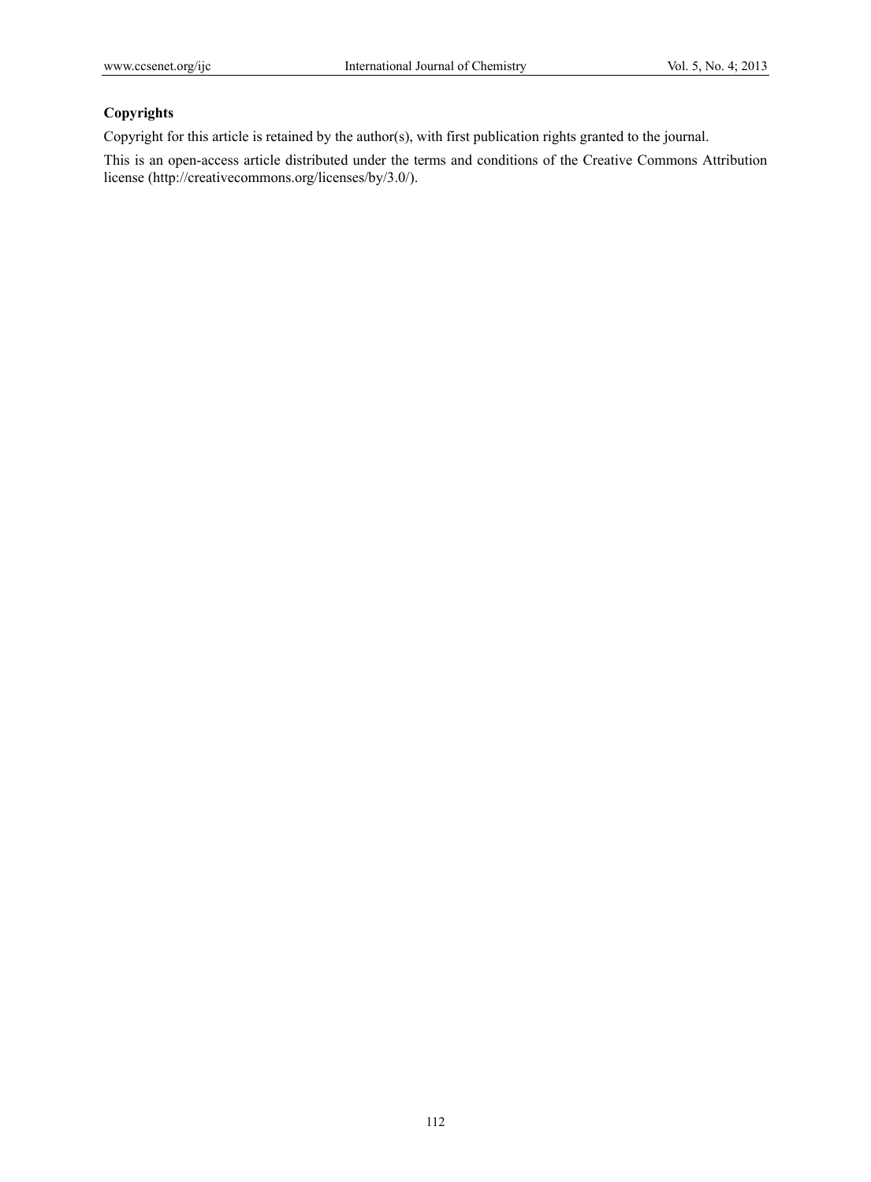**Copyrights**

Copyright for this article is retained by the author(s), with first publication rights granted to the journal.

This is an open-access article distributed under the terms and conditions of the Creative Commons Attribution license (http://creativecommons.org/licenses/by/3.0/).